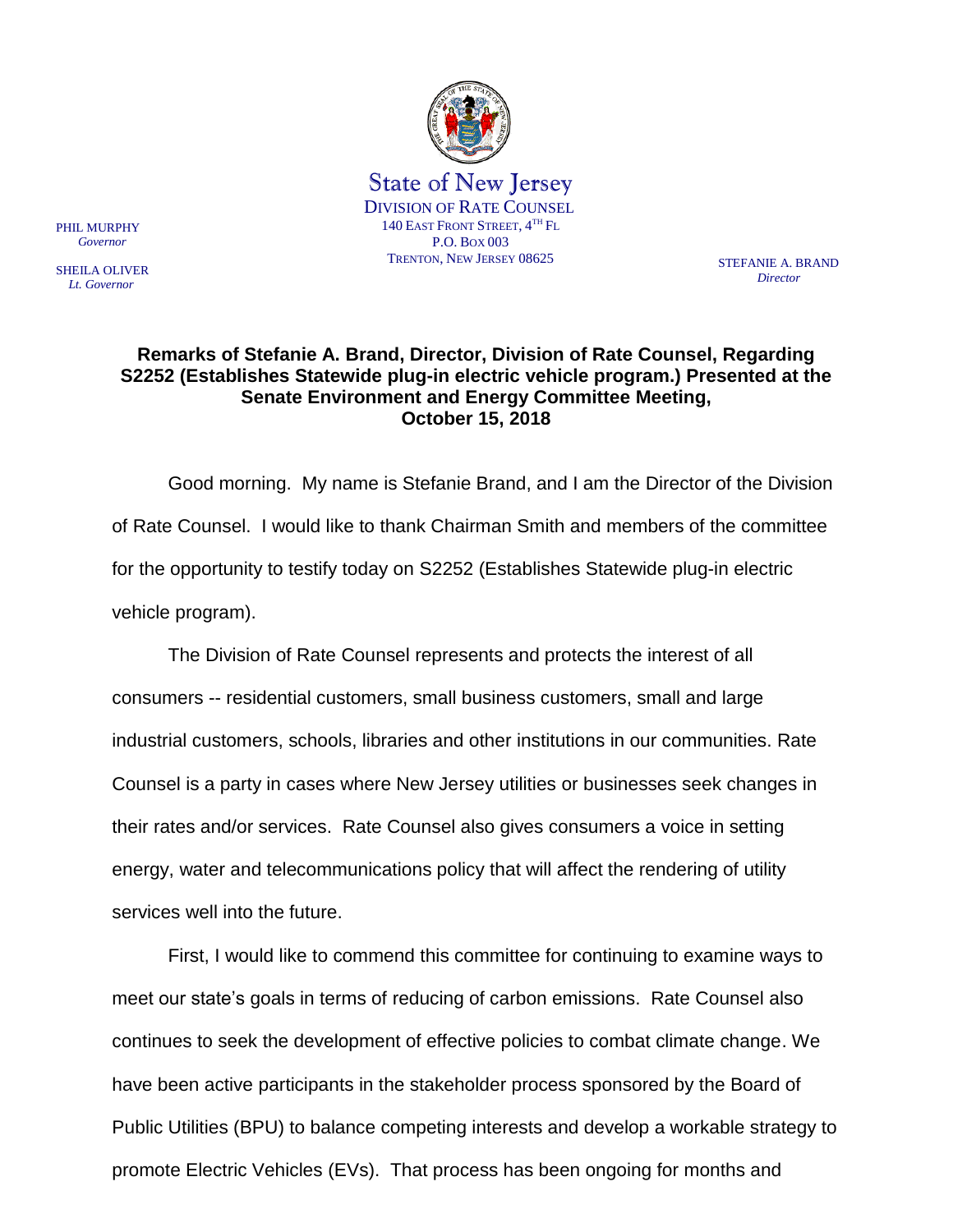State of New Jersey
DIVISION OF RATE COUNSEL
140 EAST FRONT STREET, 4TH FL
P.O. BOX 003
TRENTON, NEW JERSEY 08625

PHIL MURPHY
*Governor*

SHEILA OLIVER
*Lt. Governor*

STEFANIE A. BRAND
*Director*

**Remarks of Stefanie A. Brand, Director, Division of Rate Counsel, Regarding S2252 (Establishes Statewide plug-in electric vehicle program.) Presented at the Senate Environment and Energy Committee Meeting, October 15, 2018**

Good morning. My name is Stefanie Brand, and I am the Director of the Division of Rate Counsel. I would like to thank Chairman Smith and members of the committee for the opportunity to testify today on S2252 (Establishes Statewide plug-in electric vehicle program).

The Division of Rate Counsel represents and protects the interest of all consumers -- residential customers, small business customers, small and large industrial customers, schools, libraries and other institutions in our communities. Rate Counsel is a party in cases where New Jersey utilities or businesses seek changes in their rates and/or services. Rate Counsel also gives consumers a voice in setting energy, water and telecommunications policy that will affect the rendering of utility services well into the future.

First, I would like to commend this committee for continuing to examine ways to meet our state's goals in terms of reducing of carbon emissions. Rate Counsel also continues to seek the development of effective policies to combat climate change. We have been active participants in the stakeholder process sponsored by the Board of Public Utilities (BPU) to balance competing interests and develop a workable strategy to promote Electric Vehicles (EVs). That process has been ongoing for months and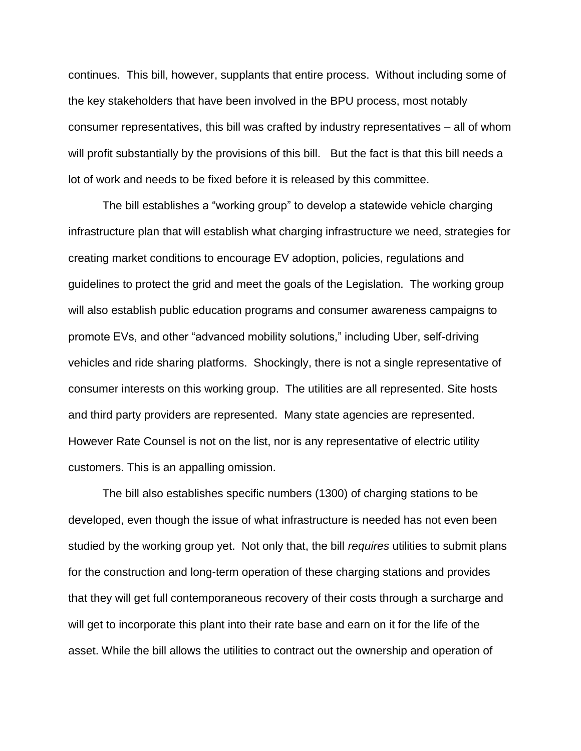continues. This bill, however, supplants that entire process. Without including some of the key stakeholders that have been involved in the BPU process, most notably consumer representatives, this bill was crafted by industry representatives – all of whom will profit substantially by the provisions of this bill. But the fact is that this bill needs a lot of work and needs to be fixed before it is released by this committee.

The bill establishes a "working group" to develop a statewide vehicle charging infrastructure plan that will establish what charging infrastructure we need, strategies for creating market conditions to encourage EV adoption, policies, regulations and guidelines to protect the grid and meet the goals of the Legislation. The working group will also establish public education programs and consumer awareness campaigns to promote EVs, and other "advanced mobility solutions," including Uber, self-driving vehicles and ride sharing platforms. Shockingly, there is not a single representative of consumer interests on this working group. The utilities are all represented. Site hosts and third party providers are represented. Many state agencies are represented. However Rate Counsel is not on the list, nor is any representative of electric utility customers. This is an appalling omission.

The bill also establishes specific numbers (1300) of charging stations to be developed, even though the issue of what infrastructure is needed has not even been studied by the working group yet. Not only that, the bill *requires* utilities to submit plans for the construction and long-term operation of these charging stations and provides that they will get full contemporaneous recovery of their costs through a surcharge and will get to incorporate this plant into their rate base and earn on it for the life of the asset. While the bill allows the utilities to contract out the ownership and operation of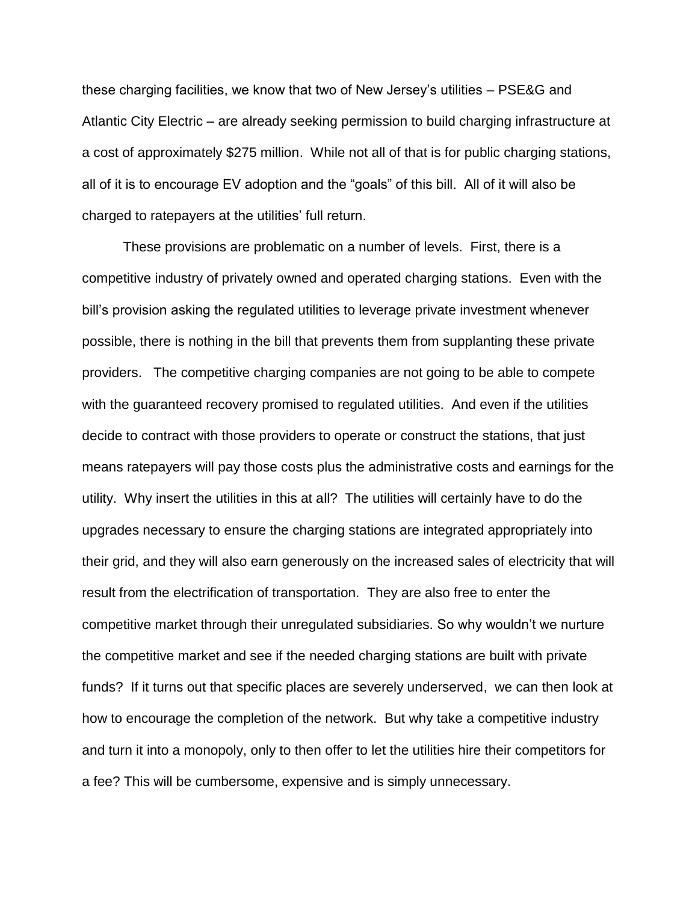these charging facilities, we know that two of New Jersey's utilities – PSE&G and Atlantic City Electric – are already seeking permission to build charging infrastructure at a cost of approximately $275 million. While not all of that is for public charging stations, all of it is to encourage EV adoption and the "goals" of this bill. All of it will also be charged to ratepayers at the utilities' full return.

These provisions are problematic on a number of levels. First, there is a competitive industry of privately owned and operated charging stations. Even with the bill's provision asking the regulated utilities to leverage private investment whenever possible, there is nothing in the bill that prevents them from supplanting these private providers. The competitive charging companies are not going to be able to compete with the guaranteed recovery promised to regulated utilities. And even if the utilities decide to contract with those providers to operate or construct the stations, that just means ratepayers will pay those costs plus the administrative costs and earnings for the utility. Why insert the utilities in this at all? The utilities will certainly have to do the upgrades necessary to ensure the charging stations are integrated appropriately into their grid, and they will also earn generously on the increased sales of electricity that will result from the electrification of transportation. They are also free to enter the competitive market through their unregulated subsidiaries. So why wouldn't we nurture the competitive market and see if the needed charging stations are built with private funds? If it turns out that specific places are severely underserved, we can then look at how to encourage the completion of the network. But why take a competitive industry and turn it into a monopoly, only to then offer to let the utilities hire their competitors for a fee? This will be cumbersome, expensive and is simply unnecessary.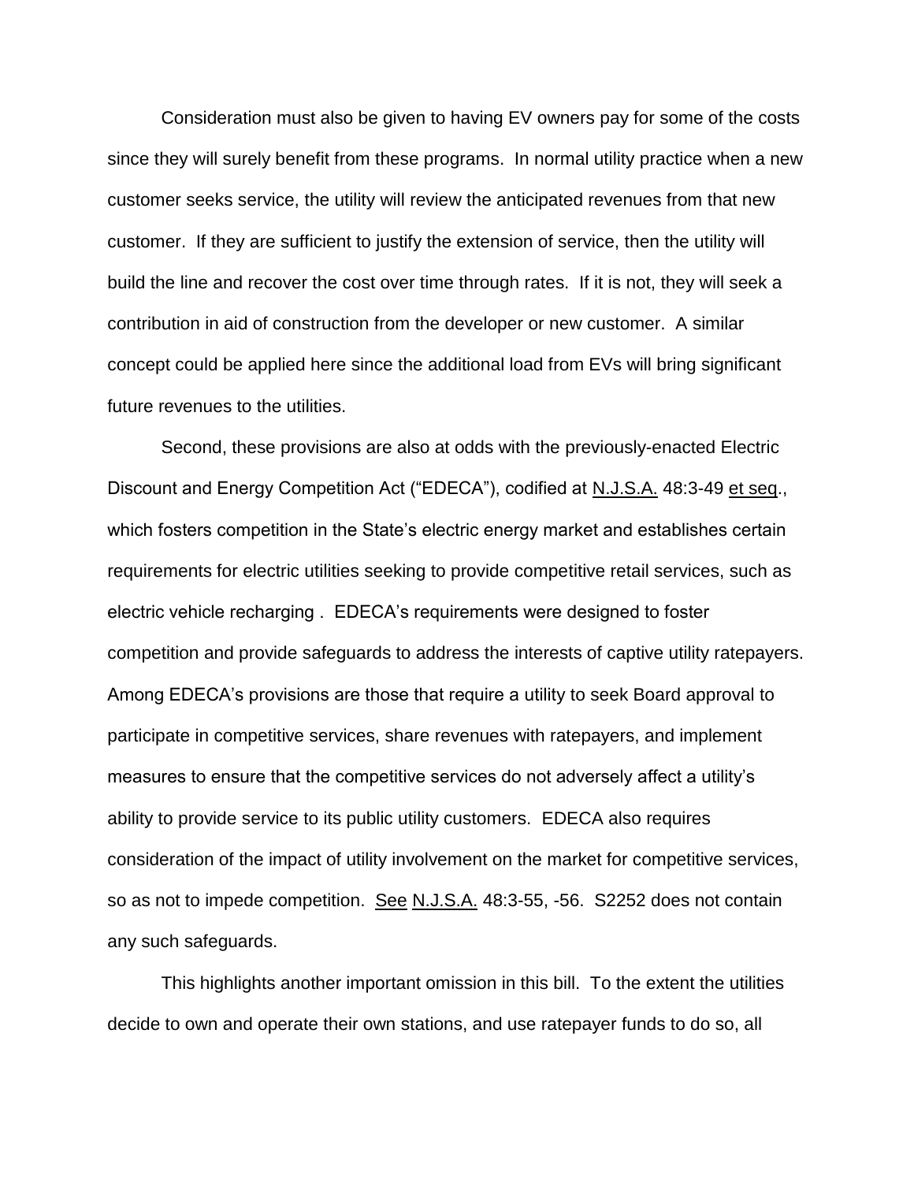Consideration must also be given to having EV owners pay for some of the costs since they will surely benefit from these programs. In normal utility practice when a new customer seeks service, the utility will review the anticipated revenues from that new customer. If they are sufficient to justify the extension of service, then the utility will build the line and recover the cost over time through rates. If it is not, they will seek a contribution in aid of construction from the developer or new customer. A similar concept could be applied here since the additional load from EVs will bring significant future revenues to the utilities.

Second, these provisions are also at odds with the previously-enacted Electric Discount and Energy Competition Act ("EDECA"), codified at N.J.S.A. 48:3-49 et seq., which fosters competition in the State's electric energy market and establishes certain requirements for electric utilities seeking to provide competitive retail services, such as electric vehicle recharging . EDECA's requirements were designed to foster competition and provide safeguards to address the interests of captive utility ratepayers. Among EDECA's provisions are those that require a utility to seek Board approval to participate in competitive services, share revenues with ratepayers, and implement measures to ensure that the competitive services do not adversely affect a utility's ability to provide service to its public utility customers. EDECA also requires consideration of the impact of utility involvement on the market for competitive services, so as not to impede competition. See N.J.S.A. 48:3-55, -56. S2252 does not contain any such safeguards.

This highlights another important omission in this bill. To the extent the utilities decide to own and operate their own stations, and use ratepayer funds to do so, all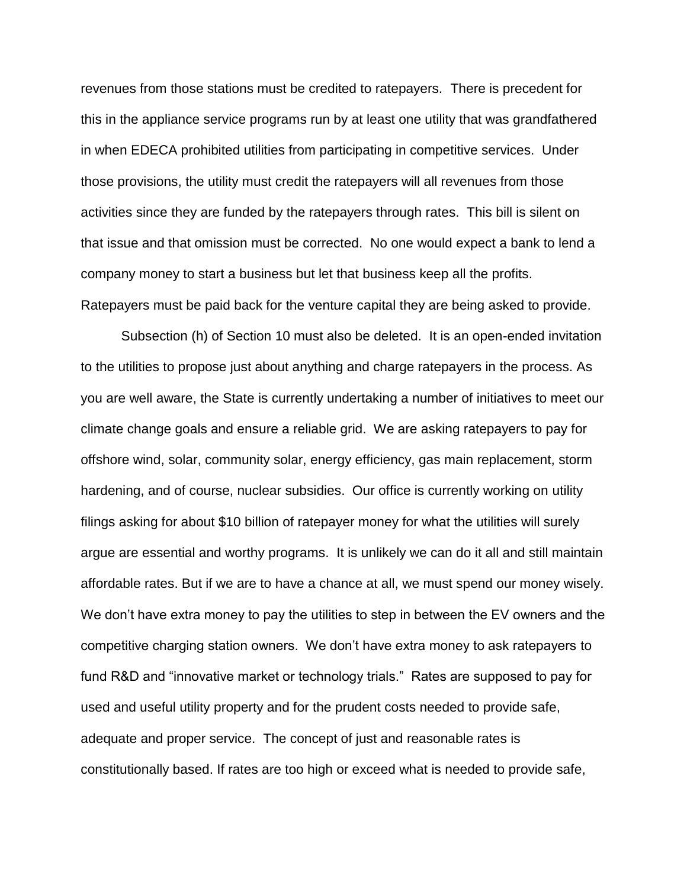revenues from those stations must be credited to ratepayers. There is precedent for this in the appliance service programs run by at least one utility that was grandfathered in when EDECA prohibited utilities from participating in competitive services. Under those provisions, the utility must credit the ratepayers will all revenues from those activities since they are funded by the ratepayers through rates. This bill is silent on that issue and that omission must be corrected. No one would expect a bank to lend a company money to start a business but let that business keep all the profits. Ratepayers must be paid back for the venture capital they are being asked to provide.

Subsection (h) of Section 10 must also be deleted. It is an open-ended invitation to the utilities to propose just about anything and charge ratepayers in the process. As you are well aware, the State is currently undertaking a number of initiatives to meet our climate change goals and ensure a reliable grid. We are asking ratepayers to pay for offshore wind, solar, community solar, energy efficiency, gas main replacement, storm hardening, and of course, nuclear subsidies. Our office is currently working on utility filings asking for about $10 billion of ratepayer money for what the utilities will surely argue are essential and worthy programs. It is unlikely we can do it all and still maintain affordable rates. But if we are to have a chance at all, we must spend our money wisely. We don't have extra money to pay the utilities to step in between the EV owners and the competitive charging station owners. We don't have extra money to ask ratepayers to fund R&D and "innovative market or technology trials." Rates are supposed to pay for used and useful utility property and for the prudent costs needed to provide safe, adequate and proper service. The concept of just and reasonable rates is constitutionally based. If rates are too high or exceed what is needed to provide safe,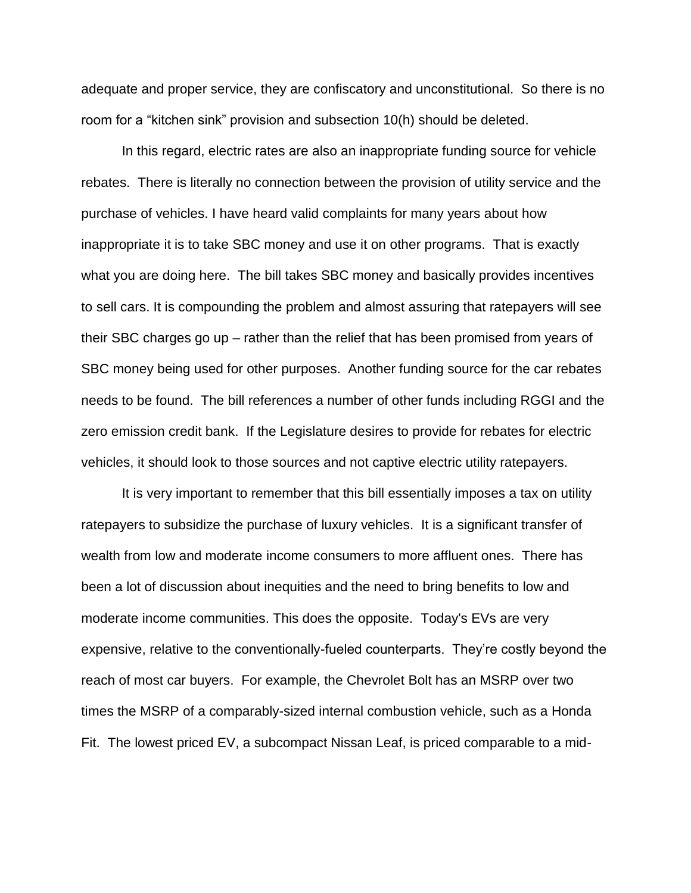adequate and proper service, they are confiscatory and unconstitutional. So there is no room for a "kitchen sink" provision and subsection 10(h) should be deleted.

In this regard, electric rates are also an inappropriate funding source for vehicle rebates. There is literally no connection between the provision of utility service and the purchase of vehicles. I have heard valid complaints for many years about how inappropriate it is to take SBC money and use it on other programs. That is exactly what you are doing here. The bill takes SBC money and basically provides incentives to sell cars. It is compounding the problem and almost assuring that ratepayers will see their SBC charges go up – rather than the relief that has been promised from years of SBC money being used for other purposes. Another funding source for the car rebates needs to be found. The bill references a number of other funds including RGGI and the zero emission credit bank. If the Legislature desires to provide for rebates for electric vehicles, it should look to those sources and not captive electric utility ratepayers.

It is very important to remember that this bill essentially imposes a tax on utility ratepayers to subsidize the purchase of luxury vehicles. It is a significant transfer of wealth from low and moderate income consumers to more affluent ones. There has been a lot of discussion about inequities and the need to bring benefits to low and moderate income communities. This does the opposite. Today's EVs are very expensive, relative to the conventionally-fueled counterparts. They're costly beyond the reach of most car buyers. For example, the Chevrolet Bolt has an MSRP over two times the MSRP of a comparably-sized internal combustion vehicle, such as a Honda Fit. The lowest priced EV, a subcompact Nissan Leaf, is priced comparable to a mid-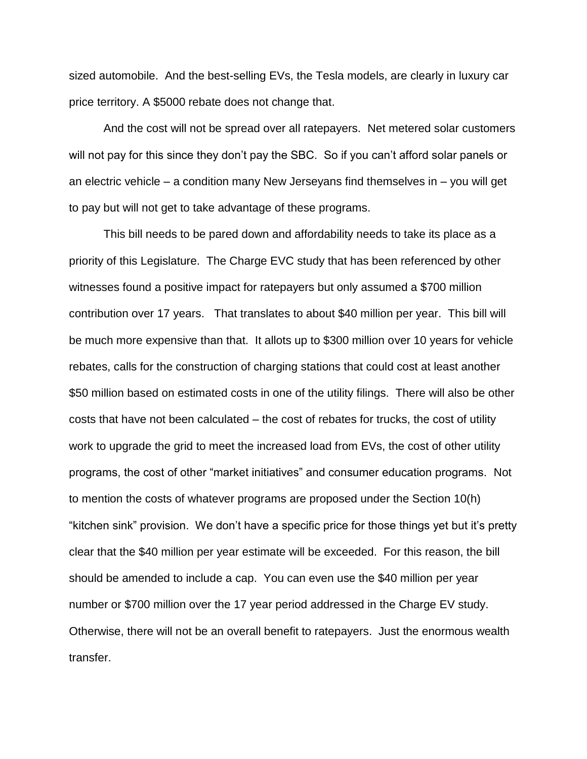sized automobile. And the best-selling EVs, the Tesla models, are clearly in luxury car price territory. A $5000 rebate does not change that.

And the cost will not be spread over all ratepayers. Net metered solar customers will not pay for this since they don't pay the SBC. So if you can't afford solar panels or an electric vehicle – a condition many New Jerseyans find themselves in – you will get to pay but will not get to take advantage of these programs.

This bill needs to be pared down and affordability needs to take its place as a priority of this Legislature. The Charge EVC study that has been referenced by other witnesses found a positive impact for ratepayers but only assumed a $700 million contribution over 17 years. That translates to about $40 million per year. This bill will be much more expensive than that. It allots up to $300 million over 10 years for vehicle rebates, calls for the construction of charging stations that could cost at least another $50 million based on estimated costs in one of the utility filings. There will also be other costs that have not been calculated – the cost of rebates for trucks, the cost of utility work to upgrade the grid to meet the increased load from EVs, the cost of other utility programs, the cost of other "market initiatives" and consumer education programs. Not to mention the costs of whatever programs are proposed under the Section 10(h) "kitchen sink" provision. We don't have a specific price for those things yet but it's pretty clear that the $40 million per year estimate will be exceeded. For this reason, the bill should be amended to include a cap. You can even use the $40 million per year number or $700 million over the 17 year period addressed in the Charge EV study. Otherwise, there will not be an overall benefit to ratepayers. Just the enormous wealth transfer.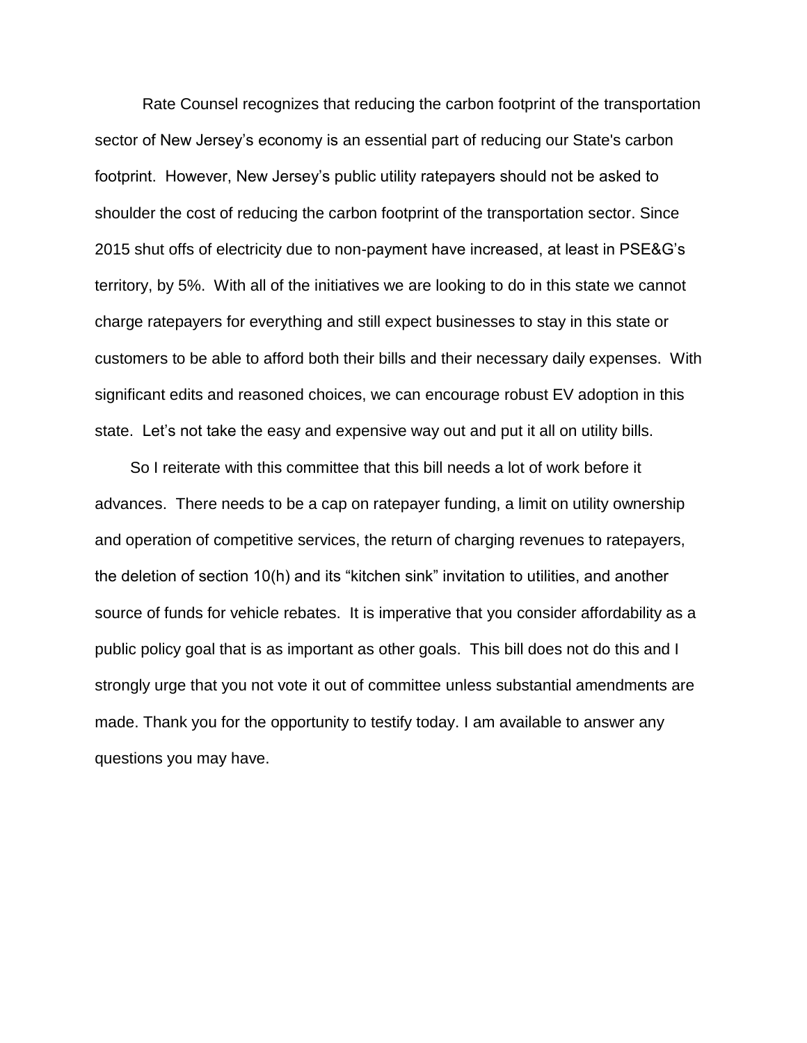Rate Counsel recognizes that reducing the carbon footprint of the transportation sector of New Jersey's economy is an essential part of reducing our State's carbon footprint. However, New Jersey's public utility ratepayers should not be asked to shoulder the cost of reducing the carbon footprint of the transportation sector. Since 2015 shut offs of electricity due to non-payment have increased, at least in PSE&G's territory, by 5%. With all of the initiatives we are looking to do in this state we cannot charge ratepayers for everything and still expect businesses to stay in this state or customers to be able to afford both their bills and their necessary daily expenses. With significant edits and reasoned choices, we can encourage robust EV adoption in this state. Let's not take the easy and expensive way out and put it all on utility bills.

So I reiterate with this committee that this bill needs a lot of work before it advances. There needs to be a cap on ratepayer funding, a limit on utility ownership and operation of competitive services, the return of charging revenues to ratepayers, the deletion of section 10(h) and its "kitchen sink" invitation to utilities, and another source of funds for vehicle rebates. It is imperative that you consider affordability as a public policy goal that is as important as other goals. This bill does not do this and I strongly urge that you not vote it out of committee unless substantial amendments are made. Thank you for the opportunity to testify today. I am available to answer any questions you may have.